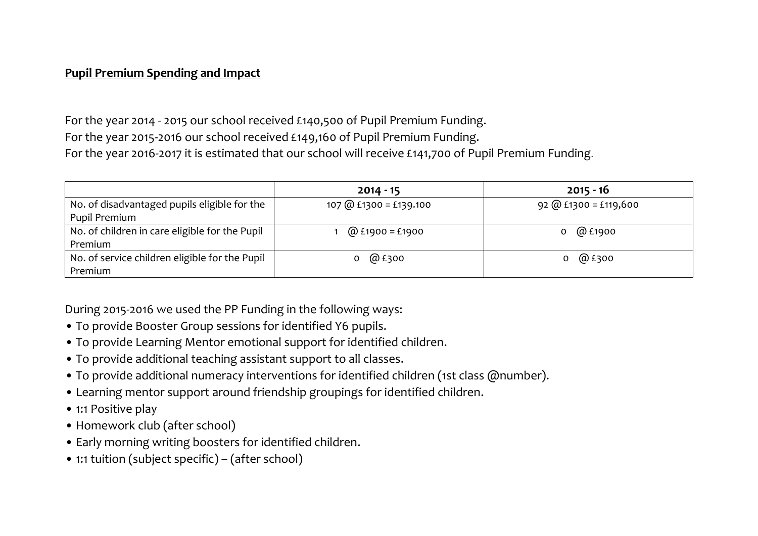**Pupil Premium Spending and Impact**

For the year 2014 - 2015 our school received £140,500 of Pupil Premium Funding.
For the year 2015-2016 our school received £149,160 of Pupil Premium Funding.
For the year 2016-2017 it is estimated that our school will receive £141,700 of Pupil Premium Funding.

| | **2014 - 15** | **2015 - 16** |
|---|---|---|
| No. of disadvantaged pupils eligible for the Pupil Premium | 107 @ £1300 = £139.100 | 92 @ £1300 = £119,600 |
| No. of children in care eligible for the Pupil Premium | 1 @ £1900 = £1900 | 0 @ £1900 |
| No. of service children eligible for the Pupil Premium | 0 @ £300 | 0 @ £300 |

During 2015-2016 we used the PP Funding in the following ways:

- To provide Booster Group sessions for identified Y6 pupils.
- To provide Learning Mentor emotional support for identified children.
- To provide additional teaching assistant support to all classes.
- To provide additional numeracy interventions for identified children (1st class @number).
- Learning mentor support around friendship groupings for identified children.
- 1:1 Positive play
- Homework club (after school)
- Early morning writing boosters for identified children.
- 1:1 tuition (subject specific) – (after school)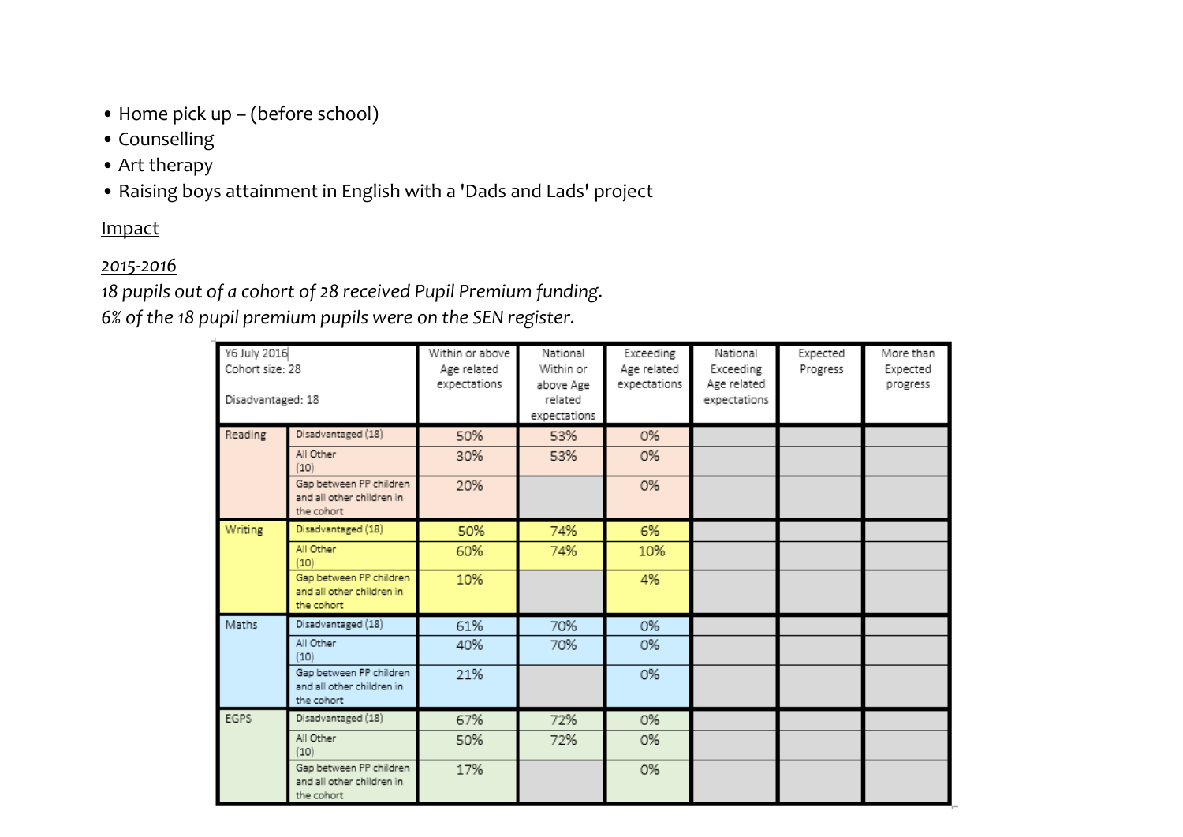- Home pick up – (before school)
- Counselling
- Art therapy
- Raising boys attainment in English with a 'Dads and Lads' project

<u>Impact</u>

*<u>2015-2016</u>*

*18 pupils out of a cohort of 28 received Pupil Premium funding.*
*6% of the 18 pupil premium pupils were on the SEN register.*

| Y6 July 2016<br>Cohort size: 28<br><br>Disadvantaged: 18 | | Within or above Age related expectations | National Within or above Age related expectations | Exceeding Age related expectations | National Exceeding Age related expectations | Expected Progress | More than Expected progress |
|---|---|---|---|---|---|---|---|
| Reading | Disadvantaged (18) | 50% | 53% | 0% | | | |
| | All Other (10) | 30% | 53% | 0% | | | |
| | Gap between PP children and all other children in the cohort | 20% | | 0% | | | |
| Writing | Disadvantaged (18) | 50% | 74% | 6% | | | |
| | All Other (10) | 60% | 74% | 10% | | | |
| | Gap between PP children and all other children in the cohort | 10% | | 4% | | | |
| Maths | Disadvantaged (18) | 61% | 70% | 0% | | | |
| | All Other (10) | 40% | 70% | 0% | | | |
| | Gap between PP children and all other children in the cohort | 21% | | 0% | | | |
| EGPS | Disadvantaged (18) | 67% | 72% | 0% | | | |
| | All Other (10) | 50% | 72% | 0% | | | |
| | Gap between PP children and all other children in the cohort | 17% | | 0% | | | |